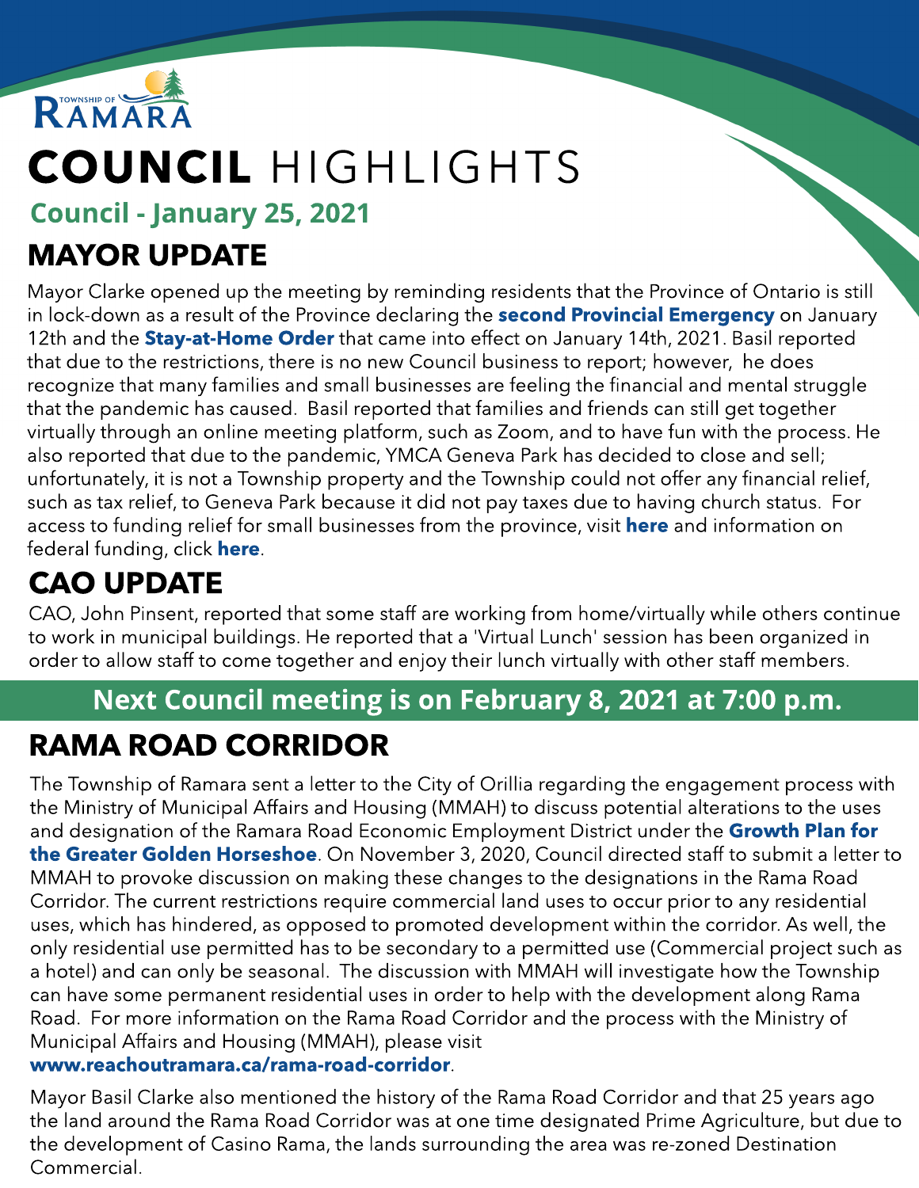TOWNSHIP OF RAMARA

# COUNCIL HIGHLIGHTS

**Council - January 25, 2021**

## MAYOR UPDATE

Mayor Clarke opened up the meeting by reminding residents that the Province of Ontario is still in lock-down as a result of the Province declaring the **second Provincial Emergency** on January 12th and the **Stay-at-Home Order** that came into effect on January 14th, 2021. Basil reported that due to the restrictions, there is no new Council business to report; however, he does recognize that many families and small businesses are feeling the financial and mental struggle that the pandemic has caused. Basil reported that families and friends can still get together virtually through an online meeting platform, such as Zoom, and to have fun with the process. He also reported that due to the pandemic, YMCA Geneva Park has decided to close and sell; unfortunately, it is not a Township property and the Township could not offer any financial relief, such as tax relief, to Geneva Park because it did not pay taxes due to having church status. For access to funding relief for small businesses from the province, visit **here** and information on federal funding, click **here**.

## CAO UPDATE

CAO, John Pinsent, reported that some staff are working from home/virtually while others continue to work in municipal buildings. He reported that a 'Virtual Lunch' session has been organized in order to allow staff to come together and enjoy their lunch virtually with other staff members.

**Next Council meeting is on February 8, 2021 at 7:00 p.m.**

## RAMA ROAD CORRIDOR

The Township of Ramara sent a letter to the City of Orillia regarding the engagement process with the Ministry of Municipal Affairs and Housing (MMAH) to discuss potential alterations to the uses and designation of the Ramara Road Economic Employment District under the **Growth Plan for the Greater Golden Horseshoe**. On November 3, 2020, Council directed staff to submit a letter to MMAH to provoke discussion on making these changes to the designations in the Rama Road Corridor. The current restrictions require commercial land uses to occur prior to any residential uses, which has hindered, as opposed to promoted development within the corridor. As well, the only residential use permitted has to be secondary to a permitted use (Commercial project such as a hotel) and can only be seasonal. The discussion with MMAH will investigate how the Township can have some permanent residential uses in order to help with the development along Rama Road. For more information on the Rama Road Corridor and the process with the Ministry of Municipal Affairs and Housing (MMAH), please visit **www.reachoutramara.ca/rama-road-corridor**.

Mayor Basil Clarke also mentioned the history of the Rama Road Corridor and that 25 years ago the land around the Rama Road Corridor was at one time designated Prime Agriculture, but due to the development of Casino Rama, the lands surrounding the area was re-zoned Destination Commercial.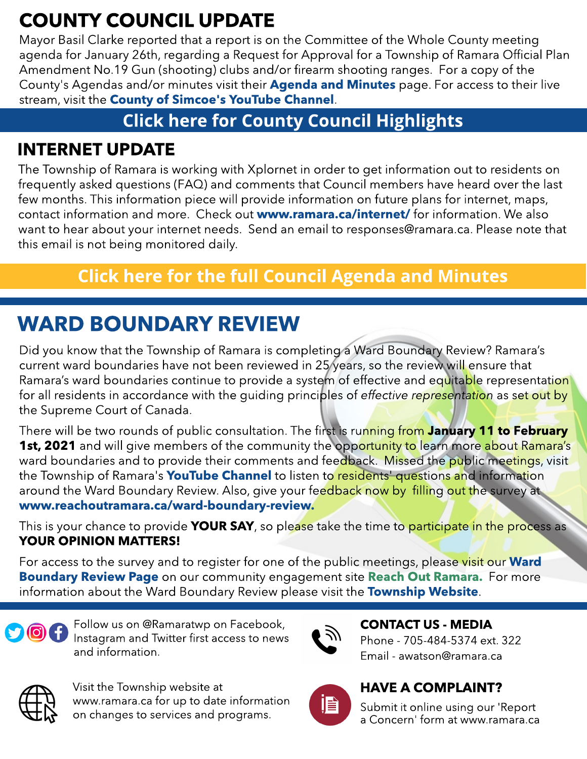## COUNTY COUNCIL UPDATE

Mayor Basil Clarke reported that a report is on the Committee of the Whole County meeting agenda for January 26th, regarding a Request for Approval for a Township of Ramara Official Plan Amendment No.19 Gun (shooting) clubs and/or firearm shooting ranges. For a copy of the County's Agendas and/or minutes visit their **Agenda and Minutes** page. For access to their live stream, visit the **County of Simcoe's YouTube Channel**.

**Click here for County Council Highlights**

## INTERNET UPDATE

The Township of Ramara is working with Xplornet in order to get information out to residents on frequently asked questions (FAQ) and comments that Council members have heard over the last few months. This information piece will provide information on future plans for internet, maps, contact information and more. Check out **www.ramara.ca/internet/** for information. We also want to hear about your internet needs. Send an email to responses@ramara.ca. Please note that this email is not being monitored daily.

**Click here for the full Council Agenda and Minutes**

## WARD BOUNDARY REVIEW

Did you know that the Township of Ramara is completing a Ward Boundary Review? Ramara's current ward boundaries have not been reviewed in 25 years, so the review will ensure that Ramara's ward boundaries continue to provide a system of effective and equitable representation for all residents in accordance with the guiding principles of *effective representation* as set out by the Supreme Court of Canada.

There will be two rounds of public consultation. The first is running from **January 11 to February 1st, 2021** and will give members of the community the opportunity to learn more about Ramara's ward boundaries and to provide their comments and feedback. Missed the public meetings, visit the Township of Ramara's **YouTube Channel** to listen to residents' questions and information around the Ward Boundary Review. Also, give your feedback now by filling out the survey at **www.reachoutramara.ca/ward-boundary-review.**

This is your chance to provide **YOUR SAY**, so please take the time to participate in the process as **YOUR OPINION MATTERS!**

For access to the survey and to register for one of the public meetings, please visit our **Ward Boundary Review Page** on our community engagement site **Reach Out Ramara.** For more information about the Ward Boundary Review please visit the **Township Website**.

Follow us on @Ramaratwp on Facebook, Instagram and Twitter first access to news and information.

Visit the Township website at www.ramara.ca for up to date information on changes to services and programs.

**CONTACT US - MEDIA**
Phone - 705-484-5374 ext. 322
Email - awatson@ramara.ca

**HAVE A COMPLAINT?**
Submit it online using our 'Report a Concern' form at www.ramara.ca